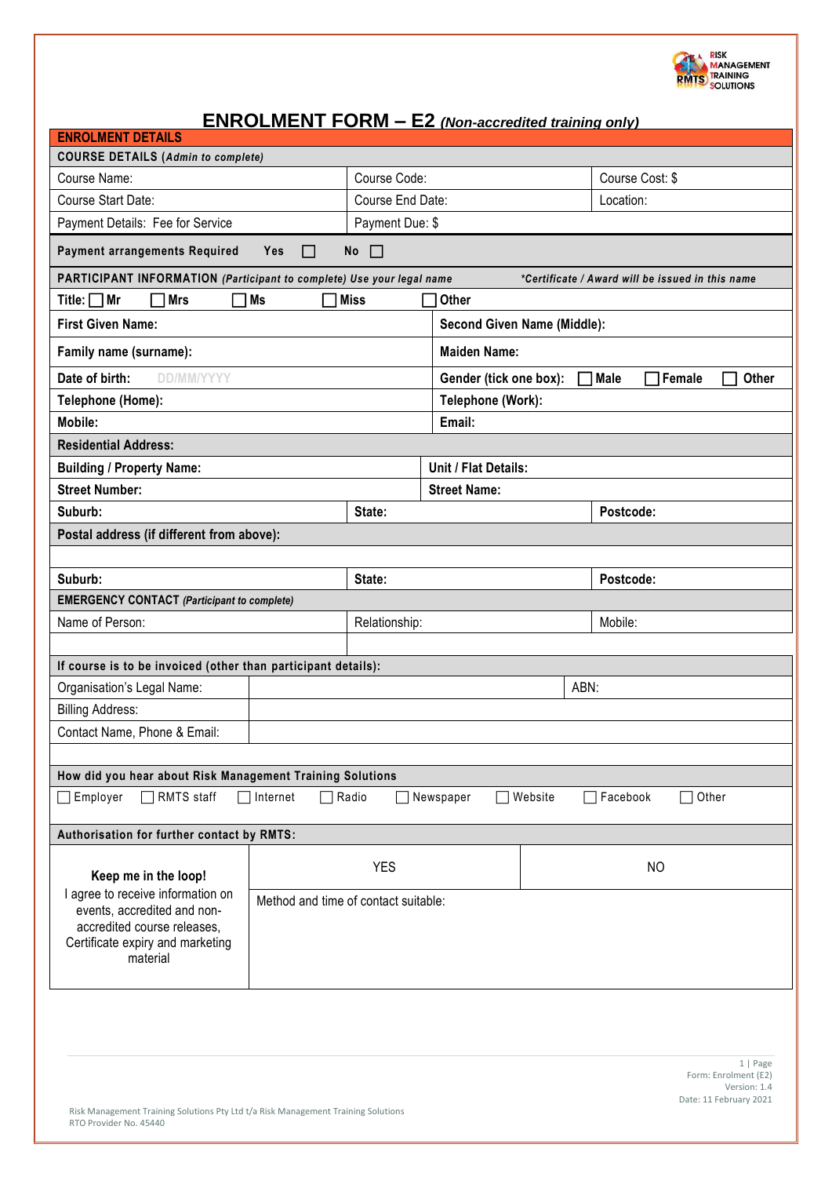# ENROLMENT FORM – E2 *(Non-accredited training only)*

| ENROLMENT DETAILS | | |
|---|---|---|
| **COURSE DETAILS** (*Admin to complete*) | | |
| Course Name: | Course Code: | Course Cost: $ |
| Course Start Date: | Course End Date: | Location: |
| Payment Details: Fee for Service | Payment Due: $ | |
| **Payment arrangements Required** Yes ☐ No ☐ | | |

| **PARTICIPANT INFORMATION** (*Participant to complete) Use your legal name* | *\*Certificate / Award will be issued in this name* | |
|---|---|---|
| **Title:** ☐ **Mr** ☐ **Mrs** ☐ **Ms** ☐ **Miss** ☐ **Other** | | |
| **First Given Name:** | **Second Given Name (Middle):** | |
| **Family name (surname):** | **Maiden Name:** | |
| **Date of birth:** DD/MM/YYYY | **Gender (tick one box):** ☐ **Male** ☐ **Female** ☐ **Other** | |
| **Telephone (Home):** | **Telephone (Work):** | |
| **Mobile:** | **Email:** | |
| **Residential Address:** | | |
| **Building / Property Name:** | **Unit / Flat Details:** | |
| **Street Number:** | **Street Name:** | |
| **Suburb:** | **State:** | **Postcode:** |
| **Postal address (if different from above):** | | |
| | | |
| **Suburb:** | **State:** | **Postcode:** |

| **EMERGENCY CONTACT** (*Participant to complete*) | | |
|---|---|---|
| Name of Person: | Relationship: | Mobile: |
| | | |

| **If course is to be invoiced (other than participant details):** | | |
|---|---|---|
| Organisation's Legal Name: | | ABN: |
| Billing Address: | | |
| Contact Name, Phone & Email: | | |

| **How did you hear about Risk Management Training Solutions** |
|---|
| ☐ Employer ☐ RMTS staff ☐ Internet ☐ Radio ☐ Newspaper ☐ Website ☐ Facebook ☐ Other |

| **Authorisation for further contact by RMTS:** | | |
|---|---|---|
| **Keep me in the loop!** I agree to receive information on events, accredited and non-accredited course releases, Certificate expiry and marketing material | YES | NO |
| | Method and time of contact suitable: | |

Risk Management Training Solutions Pty Ltd t/a Risk Management Training Solutions
RTO Provider No. 45440

Form: Enrolment (E2)
Version: 1.4
Date: 11 February 2021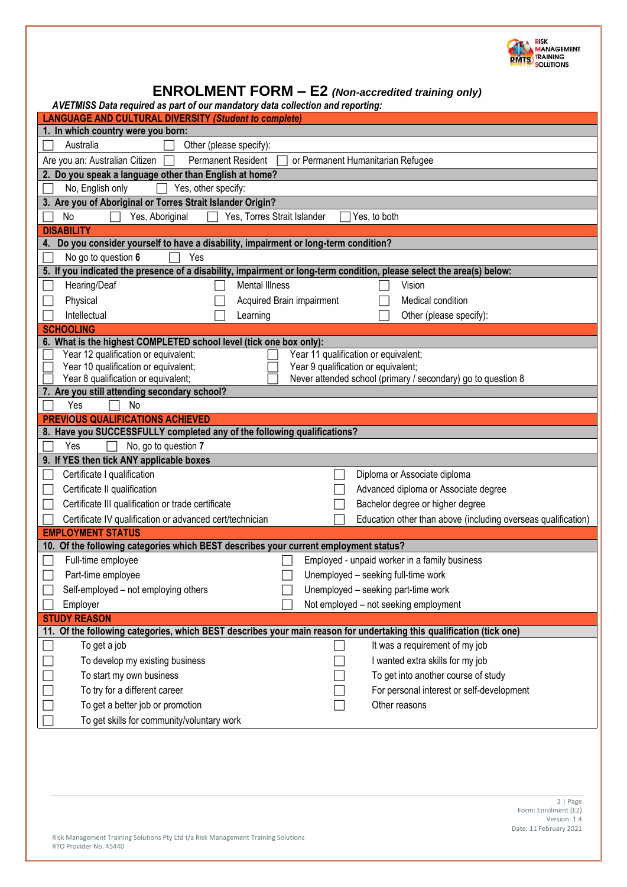# ENROLMENT FORM – E2 *(Non-accredited training only)*

***AVETMISS Data required as part of our mandatory data collection and reporting:***

## LANGUAGE AND CULTURAL DIVERSITY *(Student to complete)*

**1. In which country were you born:**

☐ Australia ☐ Other (please specify):

Are you an: Australian Citizen ☐ Permanent Resident ☐ or Permanent Humanitarian Refugee

**2. Do you speak a language other than English at home?**

☐ No, English only ☐ Yes, other specify:

**3. Are you of Aboriginal or Torres Strait Islander Origin?**

☐ No ☐ Yes, Aboriginal ☐ Yes, Torres Strait Islander ☐ Yes, to both

## DISABILITY

**4. Do you consider yourself to have a disability, impairment or long-term condition?**

☐ No go to question **6** ☐ Yes

**5. If you indicated the presence of a disability, impairment or long-term condition, please select the area(s) below:**

| | | |
|---|---|---|
| ☐ Hearing/Deaf | ☐ Mental Illness | ☐ Vision |
| ☐ Physical | ☐ Acquired Brain impairment | ☐ Medical condition |
| ☐ Intellectual | ☐ Learning | ☐ Other (please specify): |

## SCHOOLING

**6. What is the highest COMPLETED school level (tick one box only):**

| | |
|---|---|
| ☐ Year 12 qualification or equivalent; | ☐ Year 11 qualification or equivalent; |
| ☐ Year 10 qualification or equivalent; | ☐ Year 9 qualification or equivalent; |
| ☐ Year 8 qualification or equivalent; | ☐ Never attended school (primary / secondary) go to question 8 |

**7. Are you still attending secondary school?**

☐ Yes ☐ No

## PREVIOUS QUALIFICATIONS ACHIEVED

**8. Have you SUCCESSFULLY completed any of the following qualifications?**

☐ Yes ☐ No, go to question **7**

**9. If YES then tick ANY applicable boxes**

| | |
|---|---|
| ☐ Certificate I qualification | ☐ Diploma or Associate diploma |
| ☐ Certificate II qualification | ☐ Advanced diploma or Associate degree |
| ☐ Certificate III qualification or trade certificate | ☐ Bachelor degree or higher degree |
| ☐ Certificate IV qualification or advanced cert/technician | ☐ Education other than above (including overseas qualification) |

## EMPLOYMENT STATUS

**10. Of the following categories which BEST describes your current employment status?**

| | |
|---|---|
| ☐ Full-time employee | ☐ Employed - unpaid worker in a family business |
| ☐ Part-time employee | ☐ Unemployed – seeking full-time work |
| ☐ Self-employed – not employing others | ☐ Unemployed – seeking part-time work |
| ☐ Employer | ☐ Not employed – not seeking employment |

## STUDY REASON

**11. Of the following categories, which BEST describes your main reason for undertaking this qualification (tick one)**

| | |
|---|---|
| ☐ To get a job | ☐ It was a requirement of my job |
| ☐ To develop my existing business | ☐ I wanted extra skills for my job |
| ☐ To start my own business | ☐ To get into another course of study |
| ☐ To try for a different career | ☐ For personal interest or self-development |
| ☐ To get a better job or promotion | ☐ Other reasons |
| ☐ To get skills for community/voluntary work | |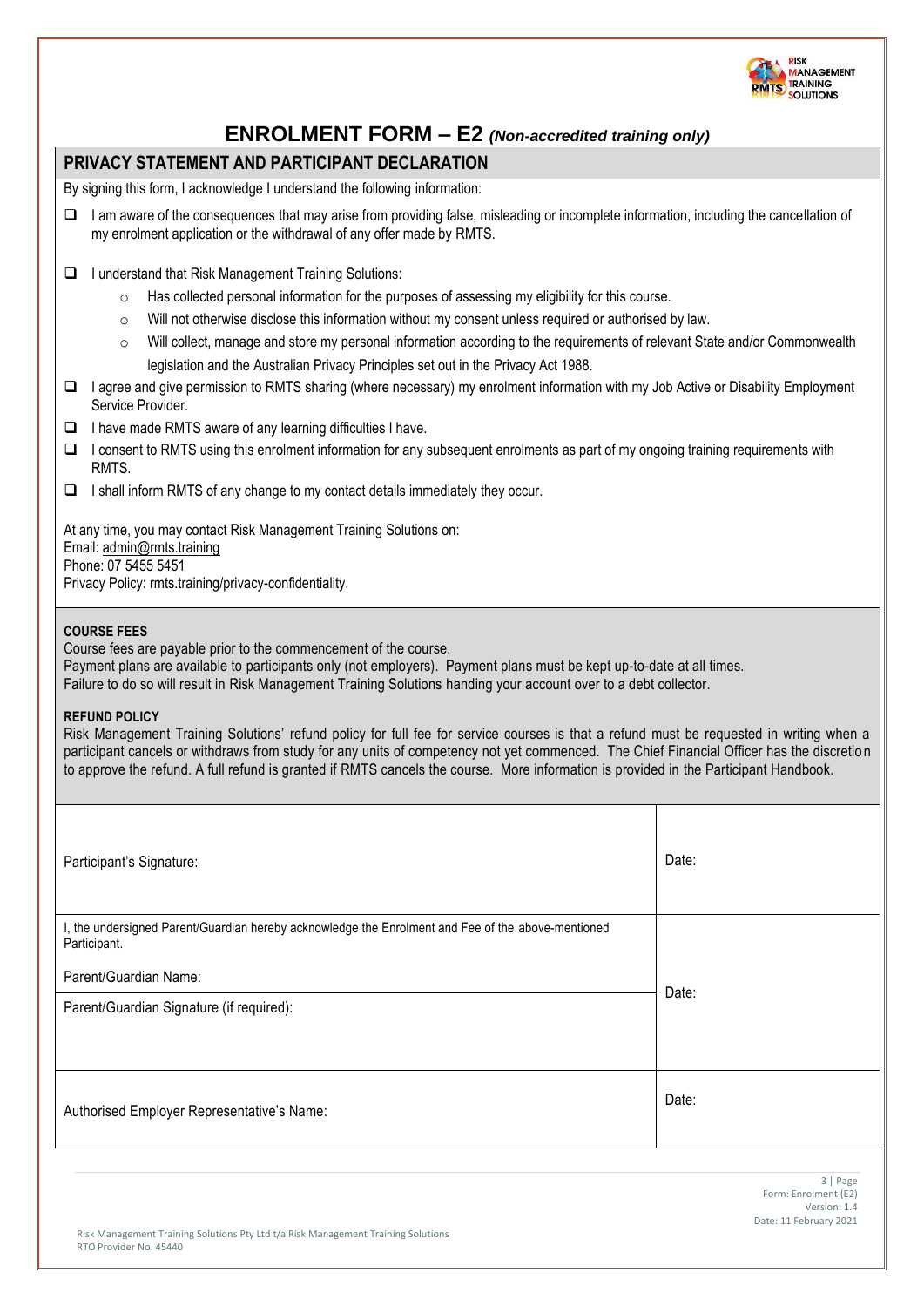# ENROLMENT FORM – E2 *(Non-accredited training only)*

## PRIVACY STATEMENT AND PARTICIPANT DECLARATION

By signing this form, I acknowledge I understand the following information:

- ☐ I am aware of the consequences that may arise from providing false, misleading or incomplete information, including the cancellation of my enrolment application or the withdrawal of any offer made by RMTS.
- ☐ I understand that Risk Management Training Solutions:
  - Has collected personal information for the purposes of assessing my eligibility for this course.
  - Will not otherwise disclose this information without my consent unless required or authorised by law.
  - Will collect, manage and store my personal information according to the requirements of relevant State and/or Commonwealth legislation and the Australian Privacy Principles set out in the Privacy Act 1988.
- ☐ I agree and give permission to RMTS sharing (where necessary) my enrolment information with my Job Active or Disability Employment Service Provider.
- ☐ I have made RMTS aware of any learning difficulties I have.
- ☐ I consent to RMTS using this enrolment information for any subsequent enrolments as part of my ongoing training requirements with RMTS.
- ☐ I shall inform RMTS of any change to my contact details immediately they occur.

At any time, you may contact Risk Management Training Solutions on:
Email: admin@rmts.training
Phone: 07 5455 5451
Privacy Policy: rmts.training/privacy-confidentiality.

**COURSE FEES**

Course fees are payable prior to the commencement of the course.
Payment plans are available to participants only (not employers). Payment plans must be kept up-to-date at all times.
Failure to do so will result in Risk Management Training Solutions handing your account over to a debt collector.

**REFUND POLICY**

Risk Management Training Solutions' refund policy for full fee for service courses is that a refund must be requested in writing when a participant cancels or withdraws from study for any units of competency not yet commenced. The Chief Financial Officer has the discretion to approve the refund. A full refund is granted if RMTS cancels the course. More information is provided in the Participant Handbook.

| | |
|---|---|
| Participant's Signature: | Date: |
| I, the undersigned Parent/Guardian hereby acknowledge the Enrolment and Fee of the above-mentioned Participant.<br><br>Parent/Guardian Name: | Date: |
| Parent/Guardian Signature (if required): | |
| Authorised Employer Representative's Name: | Date: |

Form: Enrolment (E2)
Version: 1.4
Date: 11 February 2021

Risk Management Training Solutions Pty Ltd t/a Risk Management Training Solutions
RTO Provider No. 45440